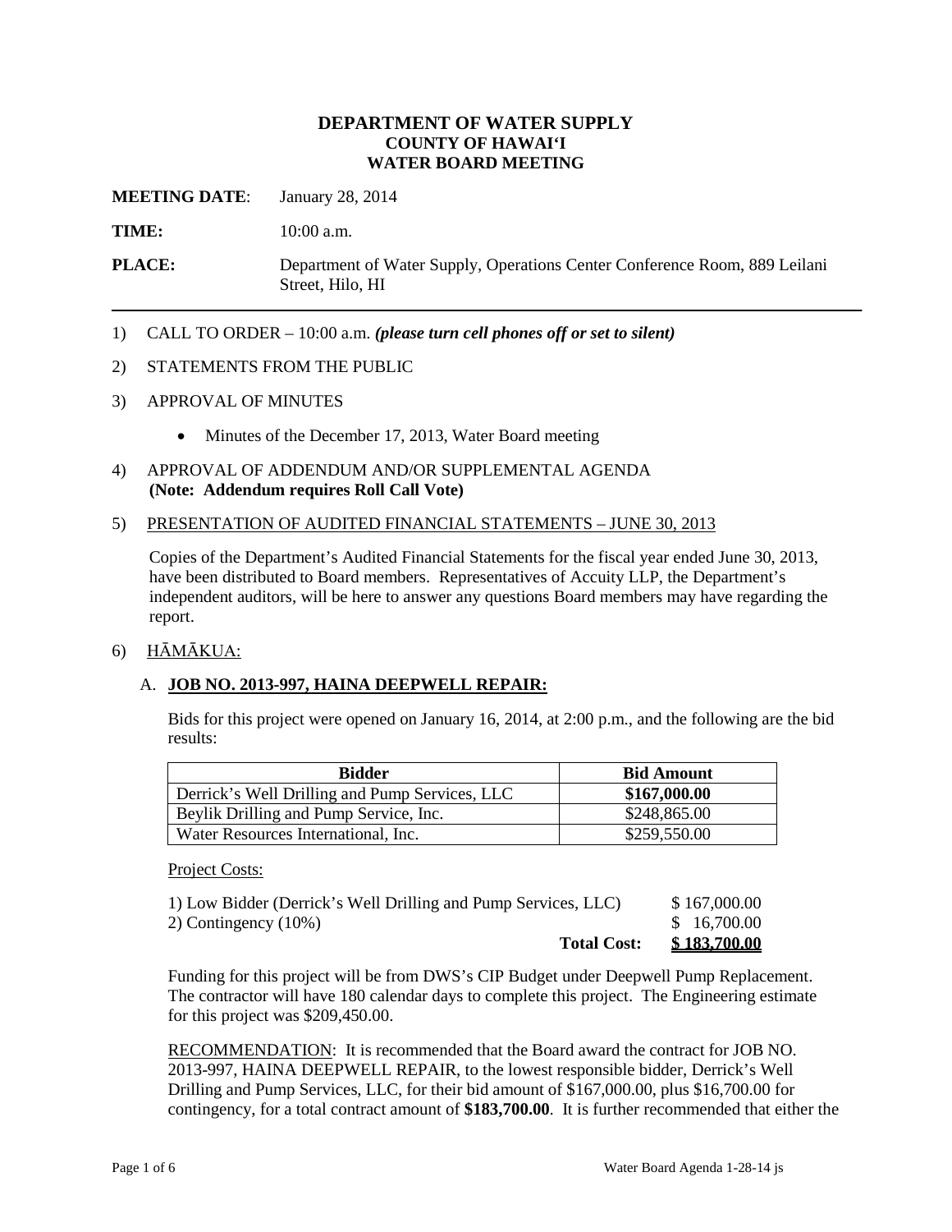**DEPARTMENT OF WATER SUPPLY**
**COUNTY OF HAWAI'I**
**WATER BOARD MEETING**

**MEETING DATE**: January 28, 2014

**TIME:** 10:00 a.m.

**PLACE:** Department of Water Supply, Operations Center Conference Room, 889 Leilani Street, Hilo, HI

---

1) CALL TO ORDER – 10:00 a.m. ***(please turn cell phones off or set to silent)***

2) STATEMENTS FROM THE PUBLIC

3) APPROVAL OF MINUTES

   - Minutes of the December 17, 2013, Water Board meeting

4) APPROVAL OF ADDENDUM AND/OR SUPPLEMENTAL AGENDA
   **(Note: Addendum requires Roll Call Vote)**

5) PRESENTATION OF AUDITED FINANCIAL STATEMENTS – JUNE 30, 2013

   Copies of the Department's Audited Financial Statements for the fiscal year ended June 30, 2013, have been distributed to Board members. Representatives of Accuity LLP, the Department's independent auditors, will be here to answer any questions Board members may have regarding the report.

6) HĀMĀKUA:

   A. **JOB NO. 2013-997, HAINA DEEPWELL REPAIR:**

   Bids for this project were opened on January 16, 2014, at 2:00 p.m., and the following are the bid results:

| Bidder | Bid Amount |
|---|---|
| Derrick's Well Drilling and Pump Services, LLC | **$167,000.00** |
| Beylik Drilling and Pump Service, Inc. | $248,865.00 |
| Water Resources International, Inc. | $259,550.00 |

   Project Costs:

| | |
|---|---|
| 1) Low Bidder (Derrick's Well Drilling and Pump Services, LLC) | $ 167,000.00 |
| 2) Contingency (10%) | $ 16,700.00 |
| **Total Cost:** | **$ 183,700.00** |

   Funding for this project will be from DWS's CIP Budget under Deepwell Pump Replacement. The contractor will have 180 calendar days to complete this project. The Engineering estimate for this project was $209,450.00.

   RECOMMENDATION: It is recommended that the Board award the contract for JOB NO. 2013-997, HAINA DEEPWELL REPAIR, to the lowest responsible bidder, Derrick's Well Drilling and Pump Services, LLC, for their bid amount of $167,000.00, plus $16,700.00 for contingency, for a total contract amount of **$183,700.00**. It is further recommended that either the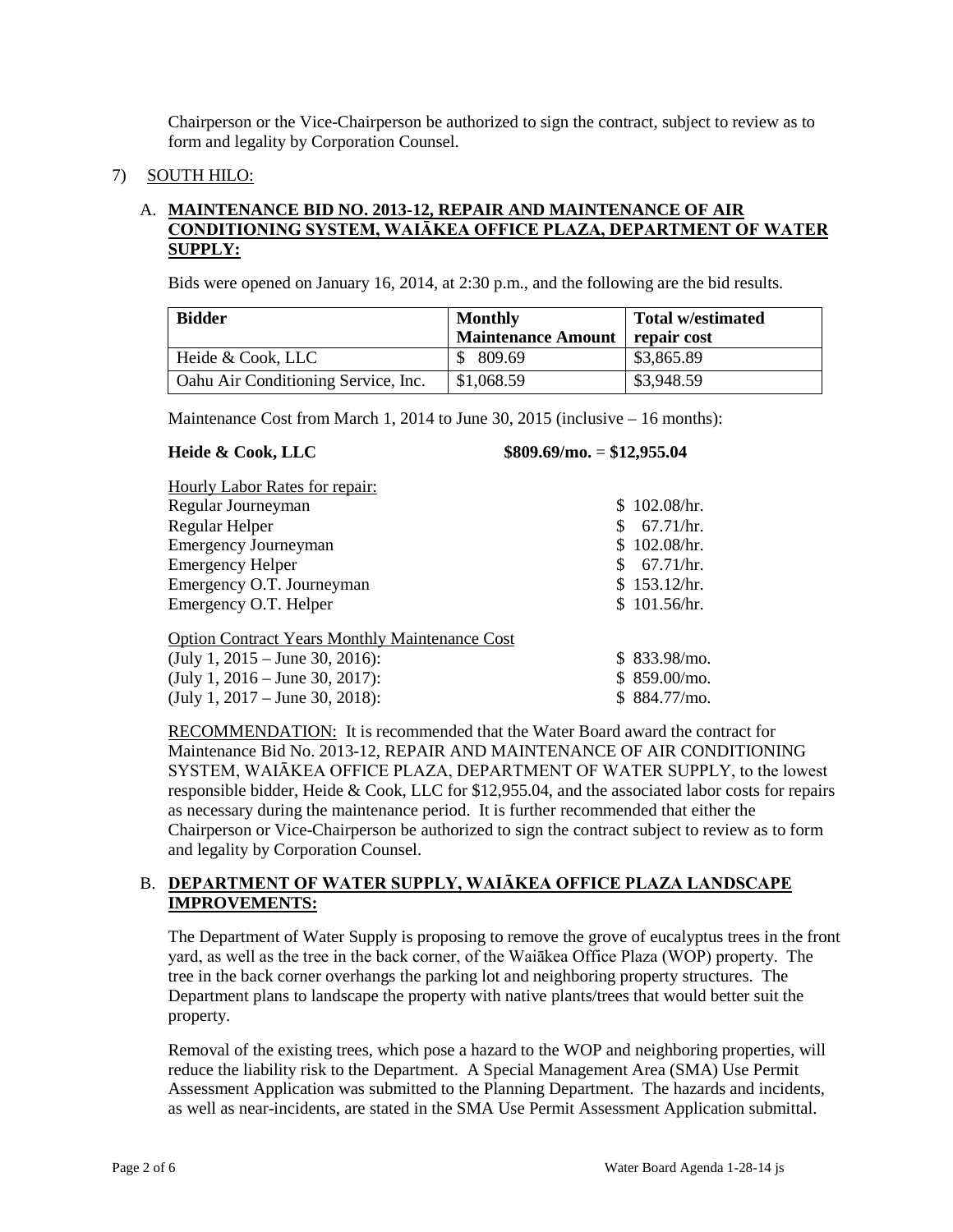Chairperson or the Vice-Chairperson be authorized to sign the contract, subject to review as to form and legality by Corporation Counsel.

7) SOUTH HILO:

A. **MAINTENANCE BID NO. 2013-12, REPAIR AND MAINTENANCE OF AIR CONDITIONING SYSTEM, WAIĀKEA OFFICE PLAZA, DEPARTMENT OF WATER SUPPLY:**

Bids were opened on January 16, 2014, at 2:30 p.m., and the following are the bid results.

| Bidder | Monthly Maintenance Amount | Total w/estimated repair cost |
|---|---|---|
| Heide & Cook, LLC | $ 809.69 | $3,865.89 |
| Oahu Air Conditioning Service, Inc. | $1,068.59 | $3,948.59 |

Maintenance Cost from March 1, 2014 to June 30, 2015 (inclusive – 16 months):

**Heide & Cook, LLC** **$809.69/mo. = $12,955.04**

Hourly Labor Rates for repair:

| | |
|---|---|
| Regular Journeyman | $ 102.08/hr. |
| Regular Helper | $ 67.71/hr. |
| Emergency Journeyman | $ 102.08/hr. |
| Emergency Helper | $ 67.71/hr. |
| Emergency O.T. Journeyman | $ 153.12/hr. |
| Emergency O.T. Helper | $ 101.56/hr. |

Option Contract Years Monthly Maintenance Cost

| | |
|---|---|
| (July 1, 2015 – June 30, 2016): | $ 833.98/mo. |
| (July 1, 2016 – June 30, 2017): | $ 859.00/mo. |
| (July 1, 2017 – June 30, 2018): | $ 884.77/mo. |

RECOMMENDATION: It is recommended that the Water Board award the contract for Maintenance Bid No. 2013-12, REPAIR AND MAINTENANCE OF AIR CONDITIONING SYSTEM, WAIĀKEA OFFICE PLAZA, DEPARTMENT OF WATER SUPPLY, to the lowest responsible bidder, Heide & Cook, LLC for $12,955.04, and the associated labor costs for repairs as necessary during the maintenance period. It is further recommended that either the Chairperson or Vice-Chairperson be authorized to sign the contract subject to review as to form and legality by Corporation Counsel.

B. **DEPARTMENT OF WATER SUPPLY, WAIĀKEA OFFICE PLAZA LANDSCAPE IMPROVEMENTS:**

The Department of Water Supply is proposing to remove the grove of eucalyptus trees in the front yard, as well as the tree in the back corner, of the Waiākea Office Plaza (WOP) property. The tree in the back corner overhangs the parking lot and neighboring property structures. The Department plans to landscape the property with native plants/trees that would better suit the property.

Removal of the existing trees, which pose a hazard to the WOP and neighboring properties, will reduce the liability risk to the Department. A Special Management Area (SMA) Use Permit Assessment Application was submitted to the Planning Department. The hazards and incidents, as well as near-incidents, are stated in the SMA Use Permit Assessment Application submittal.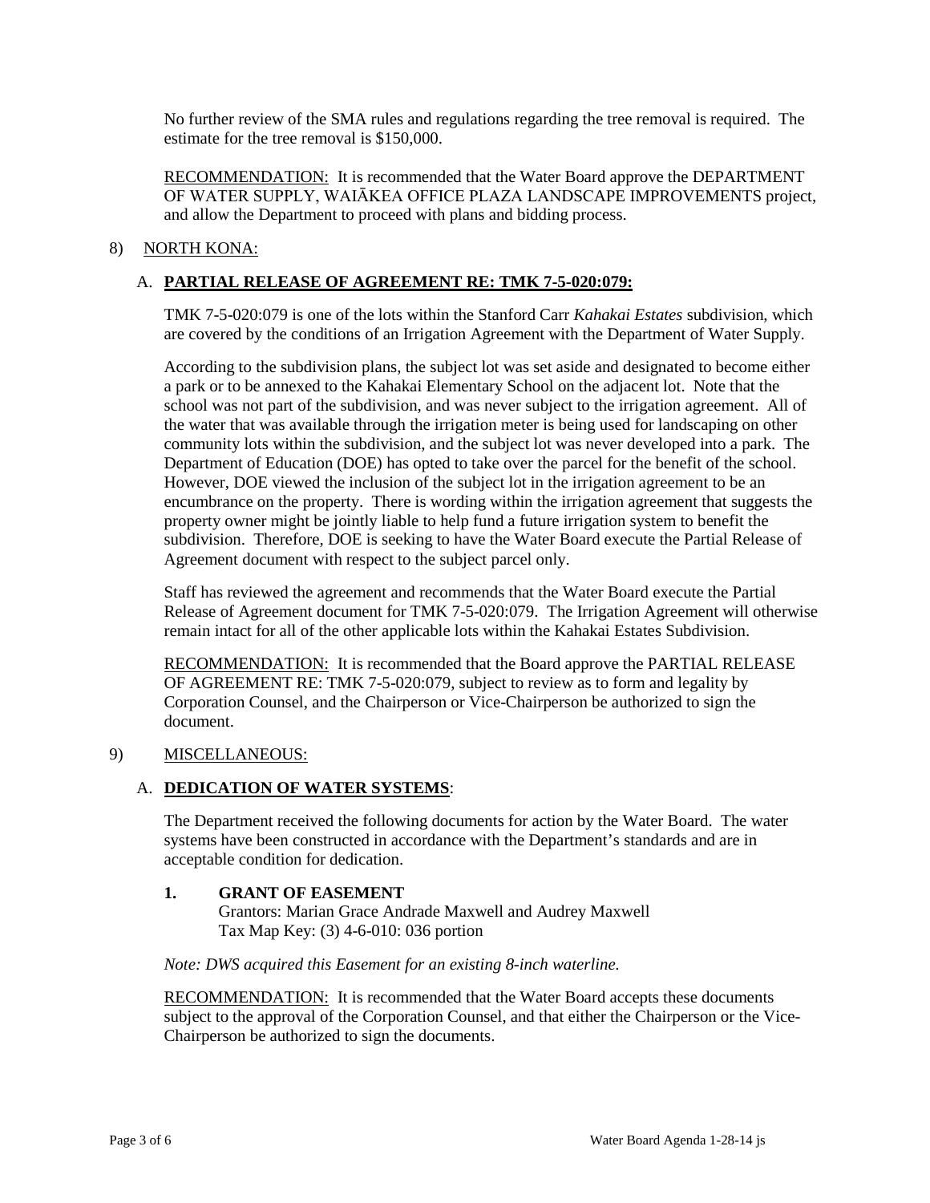No further review of the SMA rules and regulations regarding the tree removal is required. The estimate for the tree removal is $150,000.

RECOMMENDATION: It is recommended that the Water Board approve the DEPARTMENT OF WATER SUPPLY, WAIĀKEA OFFICE PLAZA LANDSCAPE IMPROVEMENTS project, and allow the Department to proceed with plans and bidding process.

8) NORTH KONA:

A. **PARTIAL RELEASE OF AGREEMENT RE: TMK 7-5-020:079:**

TMK 7-5-020:079 is one of the lots within the Stanford Carr *Kahakai Estates* subdivision, which are covered by the conditions of an Irrigation Agreement with the Department of Water Supply.

According to the subdivision plans, the subject lot was set aside and designated to become either a park or to be annexed to the Kahakai Elementary School on the adjacent lot. Note that the school was not part of the subdivision, and was never subject to the irrigation agreement. All of the water that was available through the irrigation meter is being used for landscaping on other community lots within the subdivision, and the subject lot was never developed into a park. The Department of Education (DOE) has opted to take over the parcel for the benefit of the school. However, DOE viewed the inclusion of the subject lot in the irrigation agreement to be an encumbrance on the property. There is wording within the irrigation agreement that suggests the property owner might be jointly liable to help fund a future irrigation system to benefit the subdivision. Therefore, DOE is seeking to have the Water Board execute the Partial Release of Agreement document with respect to the subject parcel only.

Staff has reviewed the agreement and recommends that the Water Board execute the Partial Release of Agreement document for TMK 7-5-020:079. The Irrigation Agreement will otherwise remain intact for all of the other applicable lots within the Kahakai Estates Subdivision.

RECOMMENDATION: It is recommended that the Board approve the PARTIAL RELEASE OF AGREEMENT RE: TMK 7-5-020:079, subject to review as to form and legality by Corporation Counsel, and the Chairperson or Vice-Chairperson be authorized to sign the document.

9) MISCELLANEOUS:

A. **DEDICATION OF WATER SYSTEMS**:

The Department received the following documents for action by the Water Board. The water systems have been constructed in accordance with the Department's standards and are in acceptable condition for dedication.

**1. GRANT OF EASEMENT**
Grantors: Marian Grace Andrade Maxwell and Audrey Maxwell
Tax Map Key: (3) 4-6-010: 036 portion

*Note: DWS acquired this Easement for an existing 8-inch waterline.*

RECOMMENDATION: It is recommended that the Water Board accepts these documents subject to the approval of the Corporation Counsel, and that either the Chairperson or the Vice-Chairperson be authorized to sign the documents.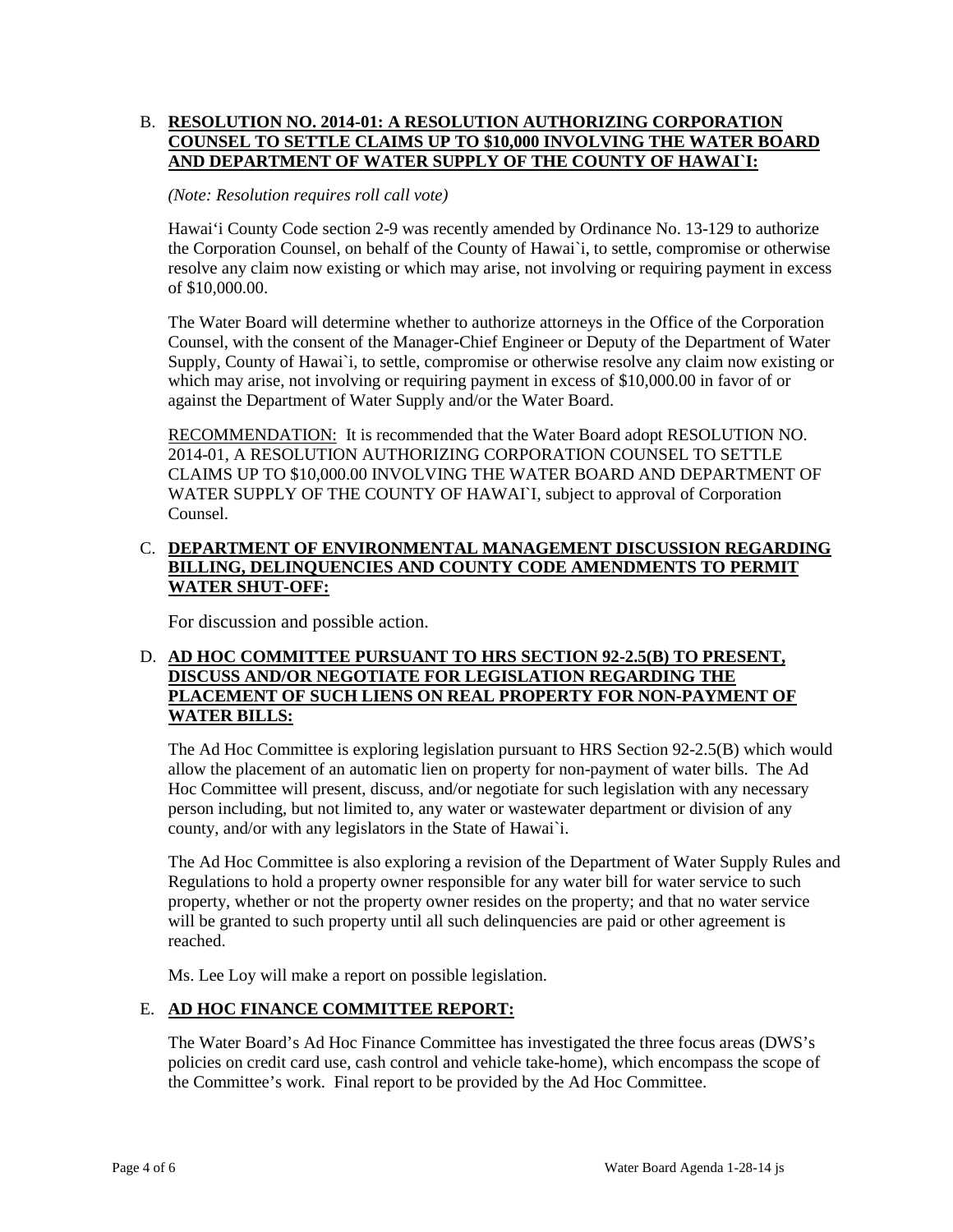B. **<u>RESOLUTION NO. 2014-01: A RESOLUTION AUTHORIZING CORPORATION COUNSEL TO SETTLE CLAIMS UP TO $10,000 INVOLVING THE WATER BOARD AND DEPARTMENT OF WATER SUPPLY OF THE COUNTY OF HAWAI`I:</u>**

*(Note: Resolution requires roll call vote)*

Hawai'i County Code section 2-9 was recently amended by Ordinance No. 13-129 to authorize the Corporation Counsel, on behalf of the County of Hawai`i, to settle, compromise or otherwise resolve any claim now existing or which may arise, not involving or requiring payment in excess of $10,000.00.

The Water Board will determine whether to authorize attorneys in the Office of the Corporation Counsel, with the consent of the Manager-Chief Engineer or Deputy of the Department of Water Supply, County of Hawai`i, to settle, compromise or otherwise resolve any claim now existing or which may arise, not involving or requiring payment in excess of $10,000.00 in favor of or against the Department of Water Supply and/or the Water Board.

<u>RECOMMENDATION:</u> It is recommended that the Water Board adopt RESOLUTION NO. 2014-01, A RESOLUTION AUTHORIZING CORPORATION COUNSEL TO SETTLE CLAIMS UP TO $10,000.00 INVOLVING THE WATER BOARD AND DEPARTMENT OF WATER SUPPLY OF THE COUNTY OF HAWAI`I, subject to approval of Corporation Counsel.

C. **<u>DEPARTMENT OF ENVIRONMENTAL MANAGEMENT DISCUSSION REGARDING BILLING, DELINQUENCIES AND COUNTY CODE AMENDMENTS TO PERMIT WATER SHUT-OFF:</u>**

For discussion and possible action.

D. **<u>AD HOC COMMITTEE PURSUANT TO HRS SECTION 92-2.5(B) TO PRESENT, DISCUSS AND/OR NEGOTIATE FOR LEGISLATION REGARDING THE PLACEMENT OF SUCH LIENS ON REAL PROPERTY FOR NON-PAYMENT OF WATER BILLS:</u>**

The Ad Hoc Committee is exploring legislation pursuant to HRS Section 92-2.5(B) which would allow the placement of an automatic lien on property for non-payment of water bills. The Ad Hoc Committee will present, discuss, and/or negotiate for such legislation with any necessary person including, but not limited to, any water or wastewater department or division of any county, and/or with any legislators in the State of Hawai`i.

The Ad Hoc Committee is also exploring a revision of the Department of Water Supply Rules and Regulations to hold a property owner responsible for any water bill for water service to such property, whether or not the property owner resides on the property; and that no water service will be granted to such property until all such delinquencies are paid or other agreement is reached.

Ms. Lee Loy will make a report on possible legislation.

E. **<u>AD HOC FINANCE COMMITTEE REPORT:</u>**

The Water Board's Ad Hoc Finance Committee has investigated the three focus areas (DWS's policies on credit card use, cash control and vehicle take-home), which encompass the scope of the Committee's work. Final report to be provided by the Ad Hoc Committee.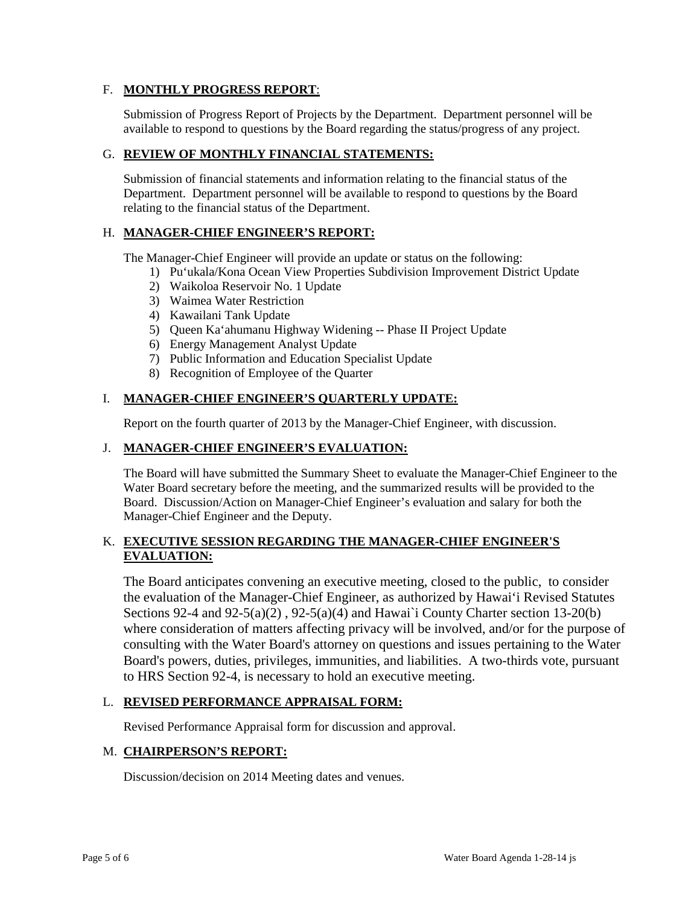F. **MONTHLY PROGRESS REPORT**:

Submission of Progress Report of Projects by the Department. Department personnel will be available to respond to questions by the Board regarding the status/progress of any project.

G. **REVIEW OF MONTHLY FINANCIAL STATEMENTS:**

Submission of financial statements and information relating to the financial status of the Department. Department personnel will be available to respond to questions by the Board relating to the financial status of the Department.

H. **MANAGER-CHIEF ENGINEER'S REPORT:**

The Manager-Chief Engineer will provide an update or status on the following:

1) Pu'ukala/Kona Ocean View Properties Subdivision Improvement District Update
2) Waikoloa Reservoir No. 1 Update
3) Waimea Water Restriction
4) Kawailani Tank Update
5) Queen Ka'ahumanu Highway Widening -- Phase II Project Update
6) Energy Management Analyst Update
7) Public Information and Education Specialist Update
8) Recognition of Employee of the Quarter

I. **MANAGER-CHIEF ENGINEER'S QUARTERLY UPDATE:**

Report on the fourth quarter of 2013 by the Manager-Chief Engineer, with discussion.

J. **MANAGER-CHIEF ENGINEER'S EVALUATION:**

The Board will have submitted the Summary Sheet to evaluate the Manager-Chief Engineer to the Water Board secretary before the meeting, and the summarized results will be provided to the Board. Discussion/Action on Manager-Chief Engineer's evaluation and salary for both the Manager-Chief Engineer and the Deputy.

K. **EXECUTIVE SESSION REGARDING THE MANAGER-CHIEF ENGINEER'S EVALUATION:**

The Board anticipates convening an executive meeting, closed to the public, to consider the evaluation of the Manager-Chief Engineer, as authorized by Hawai'i Revised Statutes Sections 92-4 and 92-5(a)(2) , 92-5(a)(4) and Hawai`i County Charter section 13-20(b) where consideration of matters affecting privacy will be involved, and/or for the purpose of consulting with the Water Board's attorney on questions and issues pertaining to the Water Board's powers, duties, privileges, immunities, and liabilities. A two-thirds vote, pursuant to HRS Section 92-4, is necessary to hold an executive meeting.

L. **REVISED PERFORMANCE APPRAISAL FORM:**

Revised Performance Appraisal form for discussion and approval.

M. **CHAIRPERSON'S REPORT:**

Discussion/decision on 2014 Meeting dates and venues.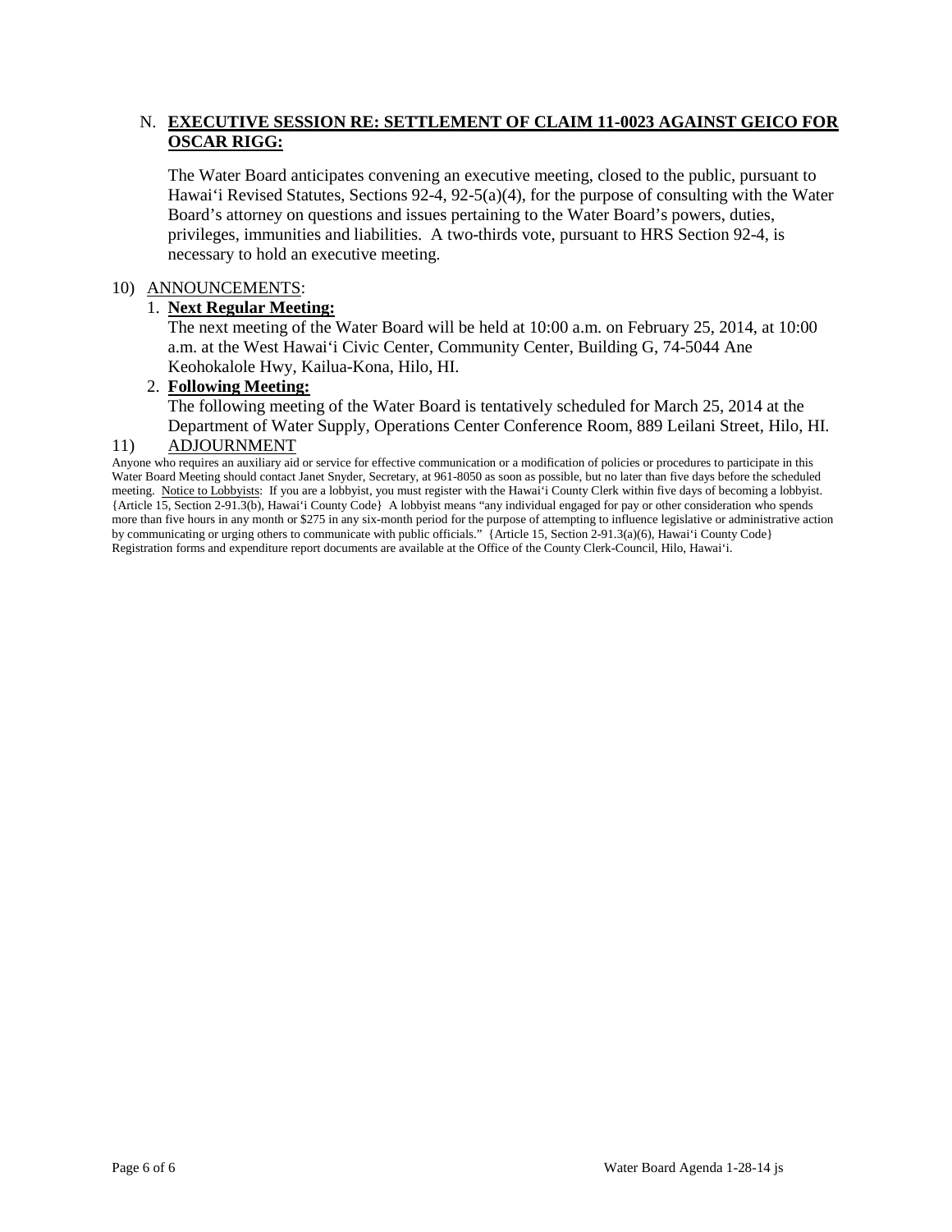N. **EXECUTIVE SESSION RE: SETTLEMENT OF CLAIM 11-0023 AGAINST GEICO FOR OSCAR RIGG:**

The Water Board anticipates convening an executive meeting, closed to the public, pursuant to Hawai‘i Revised Statutes, Sections 92-4, 92-5(a)(4), for the purpose of consulting with the Water Board's attorney on questions and issues pertaining to the Water Board's powers, duties, privileges, immunities and liabilities. A two-thirds vote, pursuant to HRS Section 92-4, is necessary to hold an executive meeting.

10) ANNOUNCEMENTS:

1. **Next Regular Meeting:**

   The next meeting of the Water Board will be held at 10:00 a.m. on February 25, 2014, at 10:00 a.m. at the West Hawai‘i Civic Center, Community Center, Building G, 74-5044 Ane Keohokalole Hwy, Kailua-Kona, Hilo, HI.

2. **Following Meeting:**

   The following meeting of the Water Board is tentatively scheduled for March 25, 2014 at the Department of Water Supply, Operations Center Conference Room, 889 Leilani Street, Hilo, HI.

11) ADJOURNMENT

Anyone who requires an auxiliary aid or service for effective communication or a modification of policies or procedures to participate in this Water Board Meeting should contact Janet Snyder, Secretary, at 961-8050 as soon as possible, but no later than five days before the scheduled meeting. Notice to Lobbyists: If you are a lobbyist, you must register with the Hawai‘i County Clerk within five days of becoming a lobbyist. {Article 15, Section 2-91.3(b), Hawai‘i County Code} A lobbyist means "any individual engaged for pay or other consideration who spends more than five hours in any month or $275 in any six-month period for the purpose of attempting to influence legislative or administrative action by communicating or urging others to communicate with public officials." {Article 15, Section 2-91.3(a)(6), Hawai‘i County Code} Registration forms and expenditure report documents are available at the Office of the County Clerk-Council, Hilo, Hawai‘i.